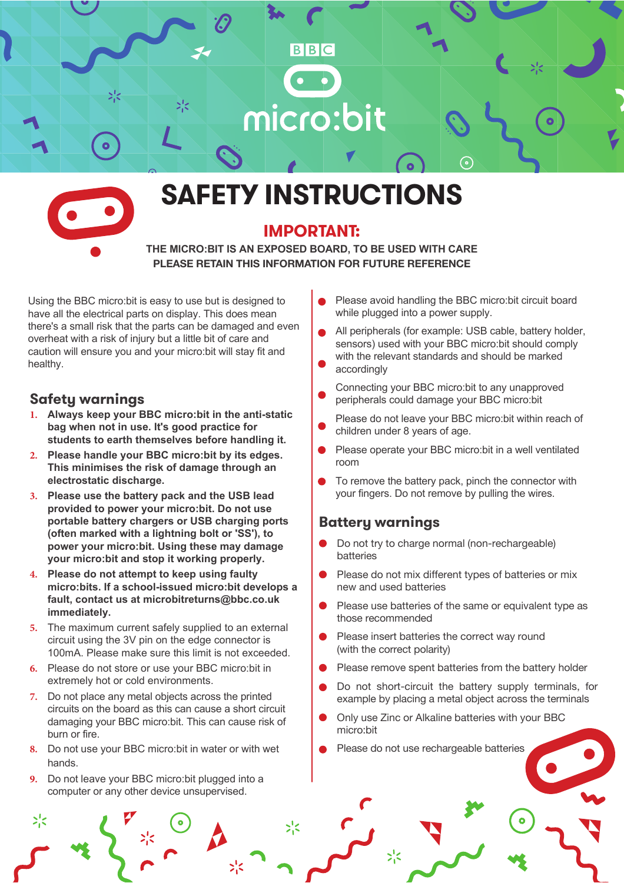BBC

micro:bit

# SAFETY INSTRUCTIONS

## IMPORTANT:

**THE MICRO:BIT IS AN EXPOSED BOARD, TO BE USED WITH CARE**
**PLEASE RETAIN THIS INFORMATION FOR FUTURE REFERENCE**

Using the BBC micro:bit is easy to use but is designed to have all the electrical parts on display. This does mean there's a small risk that the parts can be damaged and even overheat with a risk of injury but a little bit of care and caution will ensure you and your micro:bit will stay fit and healthy.

## Safety warnings

1. **Always keep your BBC micro:bit in the anti-static bag when not in use. It's good practice for students to earth themselves before handling it.**
2. **Please handle your BBC micro:bit by its edges. This minimises the risk of damage through an electrostatic discharge.**
3. **Please use the battery pack and the USB lead provided to power your micro:bit. Do not use portable battery chargers or USB charging ports (often marked with a lightning bolt or 'SS'), to power your micro:bit. Using these may damage your micro:bit and stop it working properly.**
4. **Please do not attempt to keep using faulty micro:bits. If a school-issued micro:bit develops a fault, contact us at microbitreturns@bbc.co.uk immediately.**
5. The maximum current safely supplied to an external circuit using the 3V pin on the edge connector is 100mA. Please make sure this limit is not exceeded.
6. Please do not store or use your BBC micro:bit in extremely hot or cold environments.
7. Do not place any metal objects across the printed circuits on the board as this can cause a short circuit damaging your BBC micro:bit. This can cause risk of burn or fire.
8. Do not use your BBC micro:bit in water or with wet hands.
9. Do not leave your BBC micro:bit plugged into a computer or any other device unsupervised.

- Please avoid handling the BBC micro:bit circuit board while plugged into a power supply.
- All peripherals (for example: USB cable, battery holder, sensors) used with your BBC micro:bit should comply with the relevant standards and should be marked accordingly
- Connecting your BBC micro:bit to any unapproved peripherals could damage your BBC micro:bit
- Please do not leave your BBC micro:bit within reach of children under 8 years of age.
- Please operate your BBC micro:bit in a well ventilated room
- To remove the battery pack, pinch the connector with your fingers. Do not remove by pulling the wires.

## Battery warnings

- Do not try to charge normal (non-rechargeable) batteries
- Please do not mix different types of batteries or mix new and used batteries
- Please use batteries of the same or equivalent type as those recommended
- Please insert batteries the correct way round (with the correct polarity)
- Please remove spent batteries from the battery holder
- Do not short-circuit the battery supply terminals, for example by placing a metal object across the terminals
- Only use Zinc or Alkaline batteries with your BBC micro:bit
- Please do not use rechargeable batteries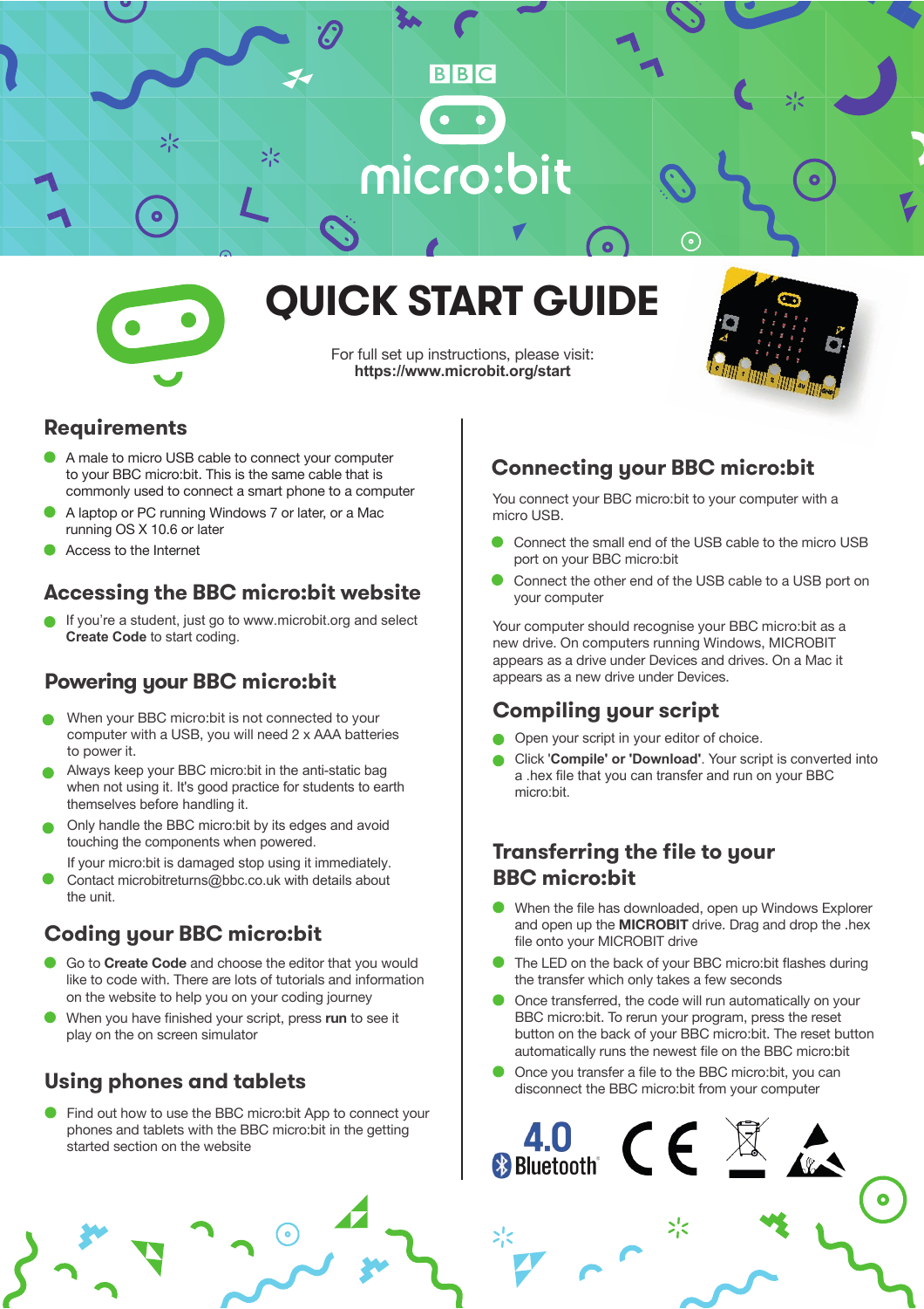BBC

micro:bit

# QUICK START GUIDE

For full set up instructions, please visit:
**https://www.microbit.org/start**

## Requirements

- A male to micro USB cable to connect your computer to your BBC micro:bit. This is the same cable that is commonly used to connect a smart phone to a computer
- A laptop or PC running Windows 7 or later, or a Mac running OS X 10.6 or later
- Access to the Internet

## Accessing the BBC micro:bit website

- If you're a student, just go to www.microbit.org and select **Create Code** to start coding.

## Powering your BBC micro:bit

- When your BBC micro:bit is not connected to your computer with a USB, you will need 2 x AAA batteries to power it.
- Always keep your BBC micro:bit in the anti-static bag when not using it. It's good practice for students to earth themselves before handling it.
- Only handle the BBC micro:bit by its edges and avoid touching the components when powered.
- If your micro:bit is damaged stop using it immediately. Contact microbitreturns@bbc.co.uk with details about the unit.

## Coding your BBC micro:bit

- Go to **Create Code** and choose the editor that you would like to code with. There are lots of tutorials and information on the website to help you on your coding journey
- When you have finished your script, press **run** to see it play on the on screen simulator

## Using phones and tablets

- Find out how to use the BBC micro:bit App to connect your phones and tablets with the BBC micro:bit in the getting started section on the website

## Connecting your BBC micro:bit

You connect your BBC micro:bit to your computer with a micro USB.

- Connect the small end of the USB cable to the micro USB port on your BBC micro:bit
- Connect the other end of the USB cable to a USB port on your computer

Your computer should recognise your BBC micro:bit as a new drive. On computers running Windows, MICROBIT appears as a drive under Devices and drives. On a Mac it appears as a new drive under Devices.

## Compiling your script

- Open your script in your editor of choice.
- Click **'Compile' or 'Download'**. Your script is converted into a .hex file that you can transfer and run on your BBC micro:bit.

## Transferring the file to your BBC micro:bit

- When the file has downloaded, open up Windows Explorer and open up the **MICROBIT** drive. Drag and drop the .hex file onto your MICROBIT drive
- The LED on the back of your BBC micro:bit flashes during the transfer which only takes a few seconds
- Once transferred, the code will run automatically on your BBC micro:bit. To rerun your program, press the reset button on the back of your BBC micro:bit. The reset button automatically runs the newest file on the BBC micro:bit
- Once you transfer a file to the BBC micro:bit, you can disconnect the BBC micro:bit from your computer

4.0 Bluetooth® CE